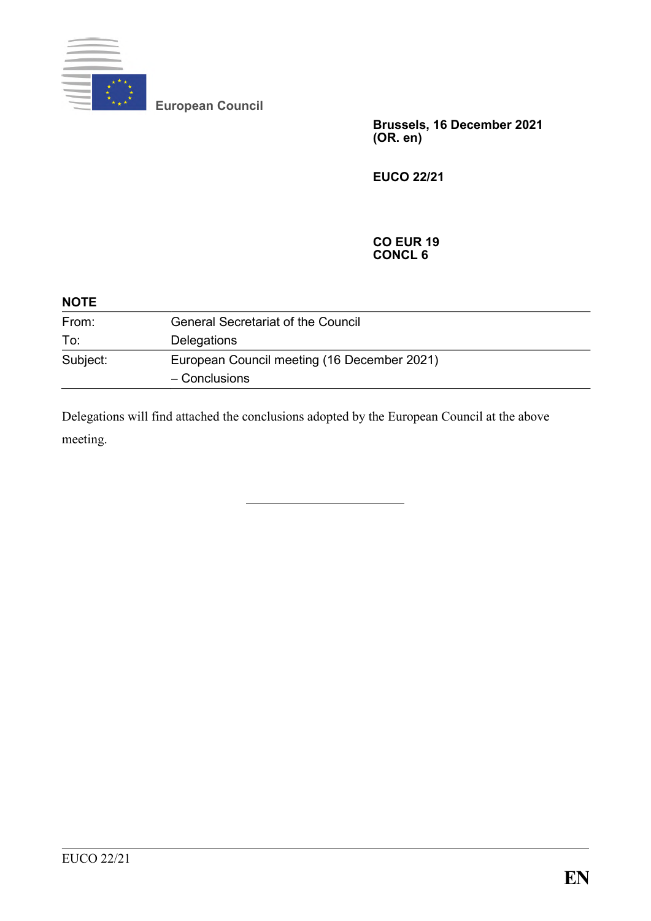European Council

**Brussels, 16 December 2021**
**(OR. en)**

**EUCO 22/21**

**CO EUR 19**
**CONCL 6**

**NOTE**

| | |
|---|---|
| From: | General Secretariat of the Council |
| To: | Delegations |
| Subject: | European Council meeting (16 December 2021) – Conclusions |

Delegations will find attached the conclusions adopted by the European Council at the above meeting.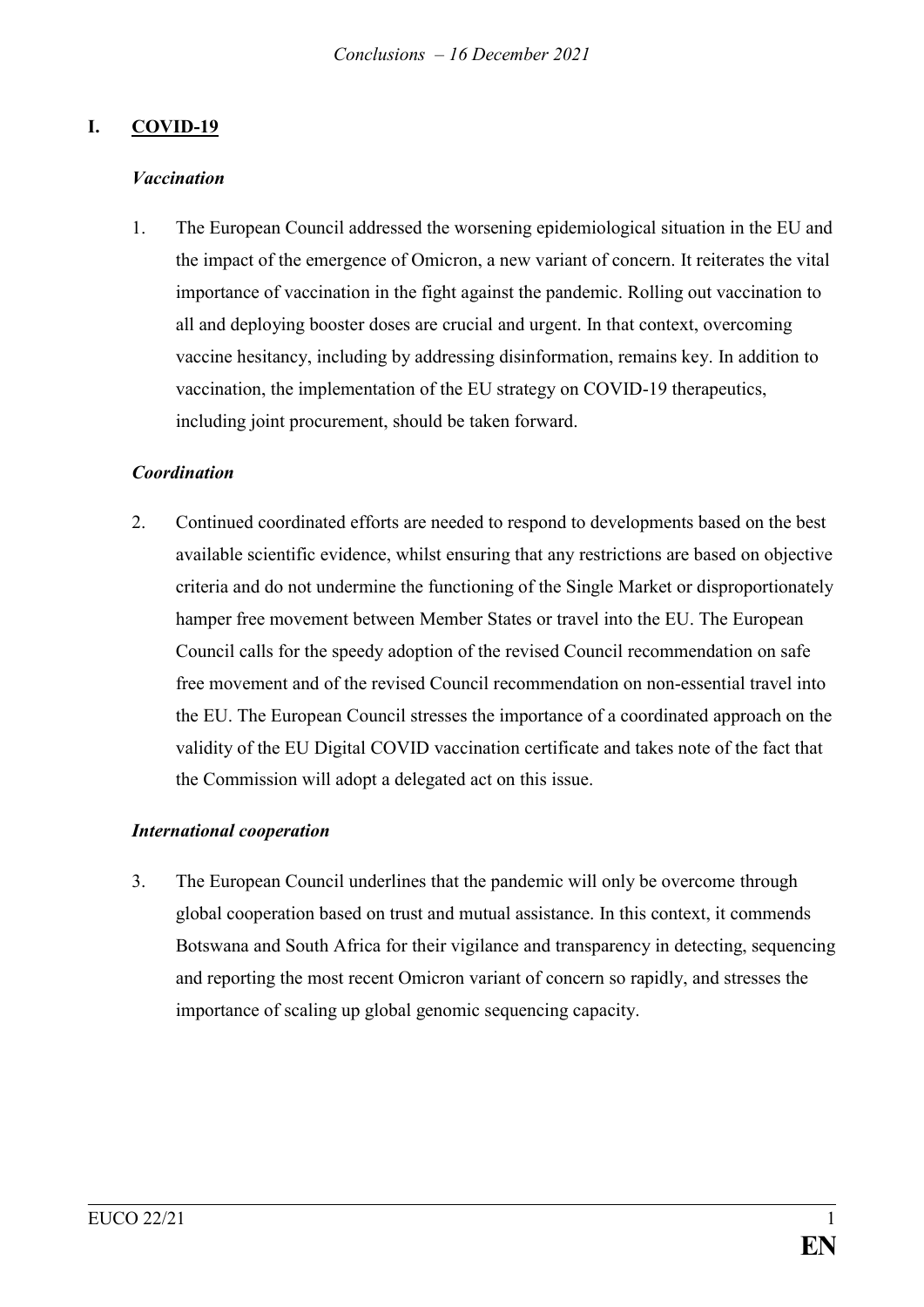## I. COVID-19

### *Vaccination*

1. The European Council addressed the worsening epidemiological situation in the EU and the impact of the emergence of Omicron, a new variant of concern. It reiterates the vital importance of vaccination in the fight against the pandemic. Rolling out vaccination to all and deploying booster doses are crucial and urgent. In that context, overcoming vaccine hesitancy, including by addressing disinformation, remains key. In addition to vaccination, the implementation of the EU strategy on COVID-19 therapeutics, including joint procurement, should be taken forward.

### *Coordination*

2. Continued coordinated efforts are needed to respond to developments based on the best available scientific evidence, whilst ensuring that any restrictions are based on objective criteria and do not undermine the functioning of the Single Market or disproportionately hamper free movement between Member States or travel into the EU. The European Council calls for the speedy adoption of the revised Council recommendation on safe free movement and of the revised Council recommendation on non-essential travel into the EU. The European Council stresses the importance of a coordinated approach on the validity of the EU Digital COVID vaccination certificate and takes note of the fact that the Commission will adopt a delegated act on this issue.

### *International cooperation*

3. The European Council underlines that the pandemic will only be overcome through global cooperation based on trust and mutual assistance. In this context, it commends Botswana and South Africa for their vigilance and transparency in detecting, sequencing and reporting the most recent Omicron variant of concern so rapidly, and stresses the importance of scaling up global genomic sequencing capacity.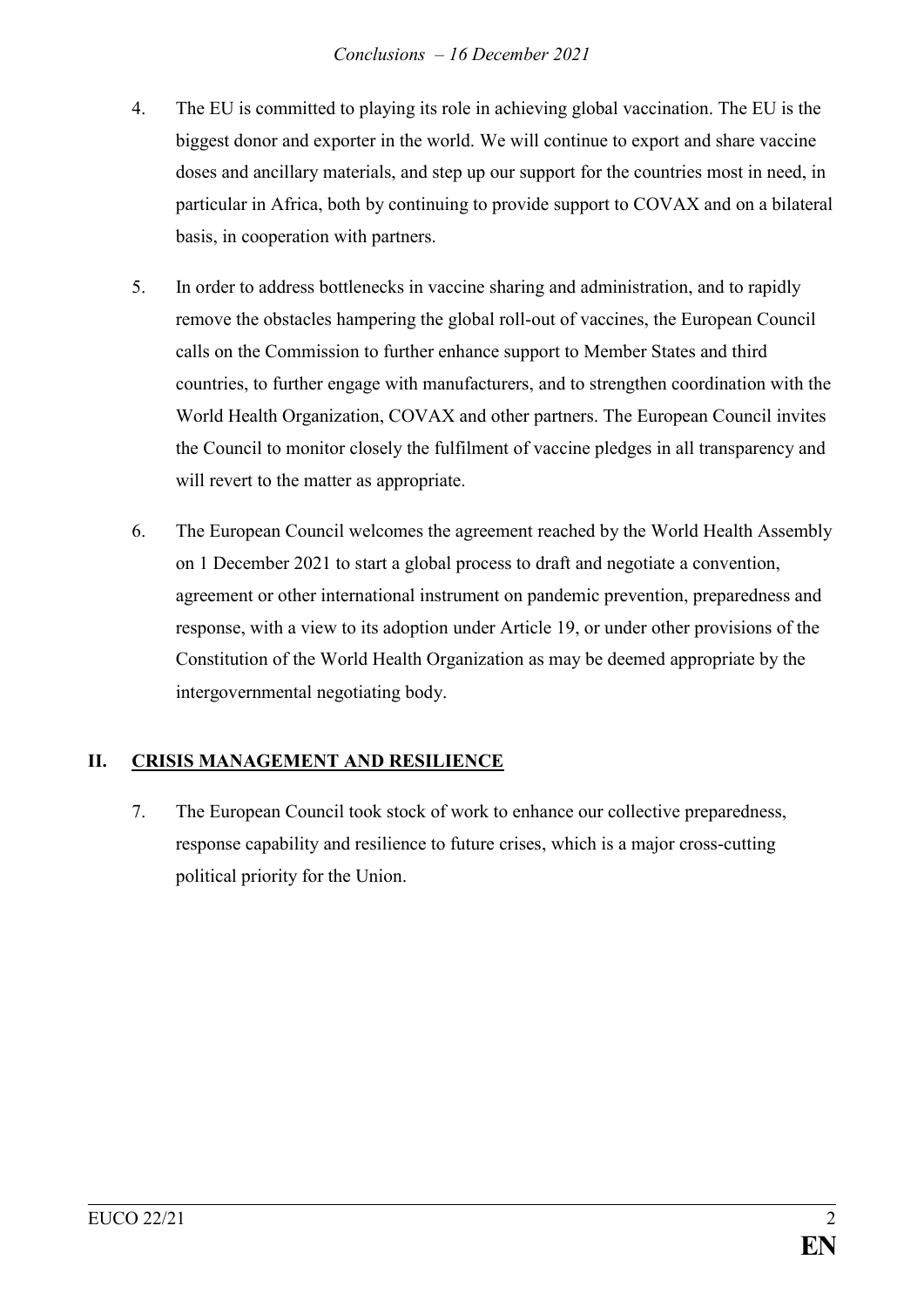4. The EU is committed to playing its role in achieving global vaccination. The EU is the biggest donor and exporter in the world. We will continue to export and share vaccine doses and ancillary materials, and step up our support for the countries most in need, in particular in Africa, both by continuing to provide support to COVAX and on a bilateral basis, in cooperation with partners.

5. In order to address bottlenecks in vaccine sharing and administration, and to rapidly remove the obstacles hampering the global roll-out of vaccines, the European Council calls on the Commission to further enhance support to Member States and third countries, to further engage with manufacturers, and to strengthen coordination with the World Health Organization, COVAX and other partners. The European Council invites the Council to monitor closely the fulfilment of vaccine pledges in all transparency and will revert to the matter as appropriate.

6. The European Council welcomes the agreement reached by the World Health Assembly on 1 December 2021 to start a global process to draft and negotiate a convention, agreement or other international instrument on pandemic prevention, preparedness and response, with a view to its adoption under Article 19, or under other provisions of the Constitution of the World Health Organization as may be deemed appropriate by the intergovernmental negotiating body.

## II. CRISIS MANAGEMENT AND RESILIENCE

7. The European Council took stock of work to enhance our collective preparedness, response capability and resilience to future crises, which is a major cross-cutting political priority for the Union.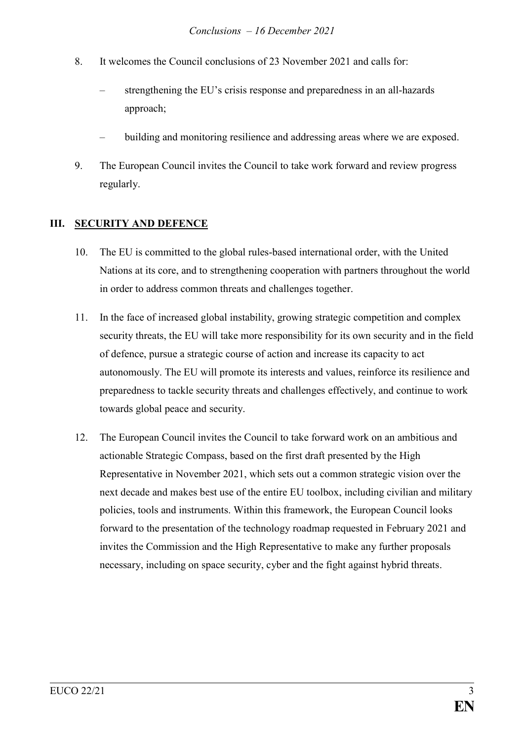8. It welcomes the Council conclusions of 23 November 2021 and calls for:

   – strengthening the EU's crisis response and preparedness in an all-hazards approach;

   – building and monitoring resilience and addressing areas where we are exposed.

9. The European Council invites the Council to take work forward and review progress regularly.

## III. SECURITY AND DEFENCE

10. The EU is committed to the global rules-based international order, with the United Nations at its core, and to strengthening cooperation with partners throughout the world in order to address common threats and challenges together.

11. In the face of increased global instability, growing strategic competition and complex security threats, the EU will take more responsibility for its own security and in the field of defence, pursue a strategic course of action and increase its capacity to act autonomously. The EU will promote its interests and values, reinforce its resilience and preparedness to tackle security threats and challenges effectively, and continue to work towards global peace and security.

12. The European Council invites the Council to take forward work on an ambitious and actionable Strategic Compass, based on the first draft presented by the High Representative in November 2021, which sets out a common strategic vision over the next decade and makes best use of the entire EU toolbox, including civilian and military policies, tools and instruments. Within this framework, the European Council looks forward to the presentation of the technology roadmap requested in February 2021 and invites the Commission and the High Representative to make any further proposals necessary, including on space security, cyber and the fight against hybrid threats.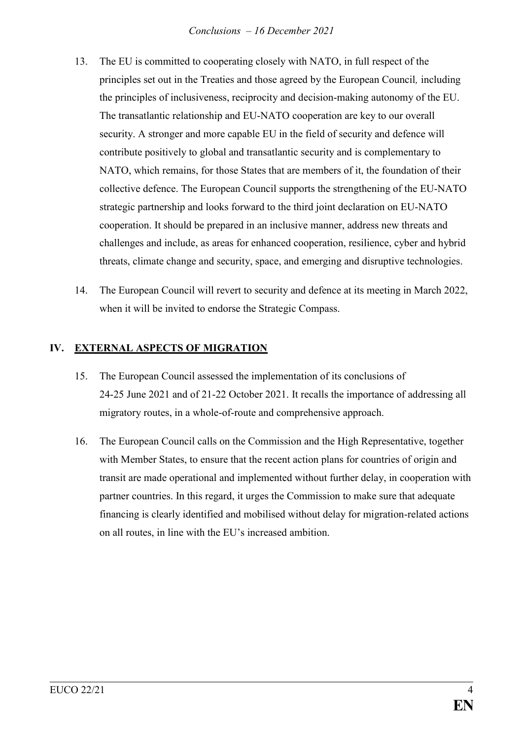13. The EU is committed to cooperating closely with NATO, in full respect of the principles set out in the Treaties and those agreed by the European Council*,* including the principles of inclusiveness, reciprocity and decision-making autonomy of the EU. The transatlantic relationship and EU-NATO cooperation are key to our overall security. A stronger and more capable EU in the field of security and defence will contribute positively to global and transatlantic security and is complementary to NATO, which remains, for those States that are members of it, the foundation of their collective defence. The European Council supports the strengthening of the EU-NATO strategic partnership and looks forward to the third joint declaration on EU-NATO cooperation. It should be prepared in an inclusive manner, address new threats and challenges and include, as areas for enhanced cooperation, resilience, cyber and hybrid threats, climate change and security, space, and emerging and disruptive technologies.

14. The European Council will revert to security and defence at its meeting in March 2022, when it will be invited to endorse the Strategic Compass.

## IV. EXTERNAL ASPECTS OF MIGRATION

15. The European Council assessed the implementation of its conclusions of 24-25 June 2021 and of 21-22 October 2021. It recalls the importance of addressing all migratory routes, in a whole-of-route and comprehensive approach.

16. The European Council calls on the Commission and the High Representative, together with Member States, to ensure that the recent action plans for countries of origin and transit are made operational and implemented without further delay, in cooperation with partner countries. In this regard, it urges the Commission to make sure that adequate financing is clearly identified and mobilised without delay for migration-related actions on all routes, in line with the EU's increased ambition.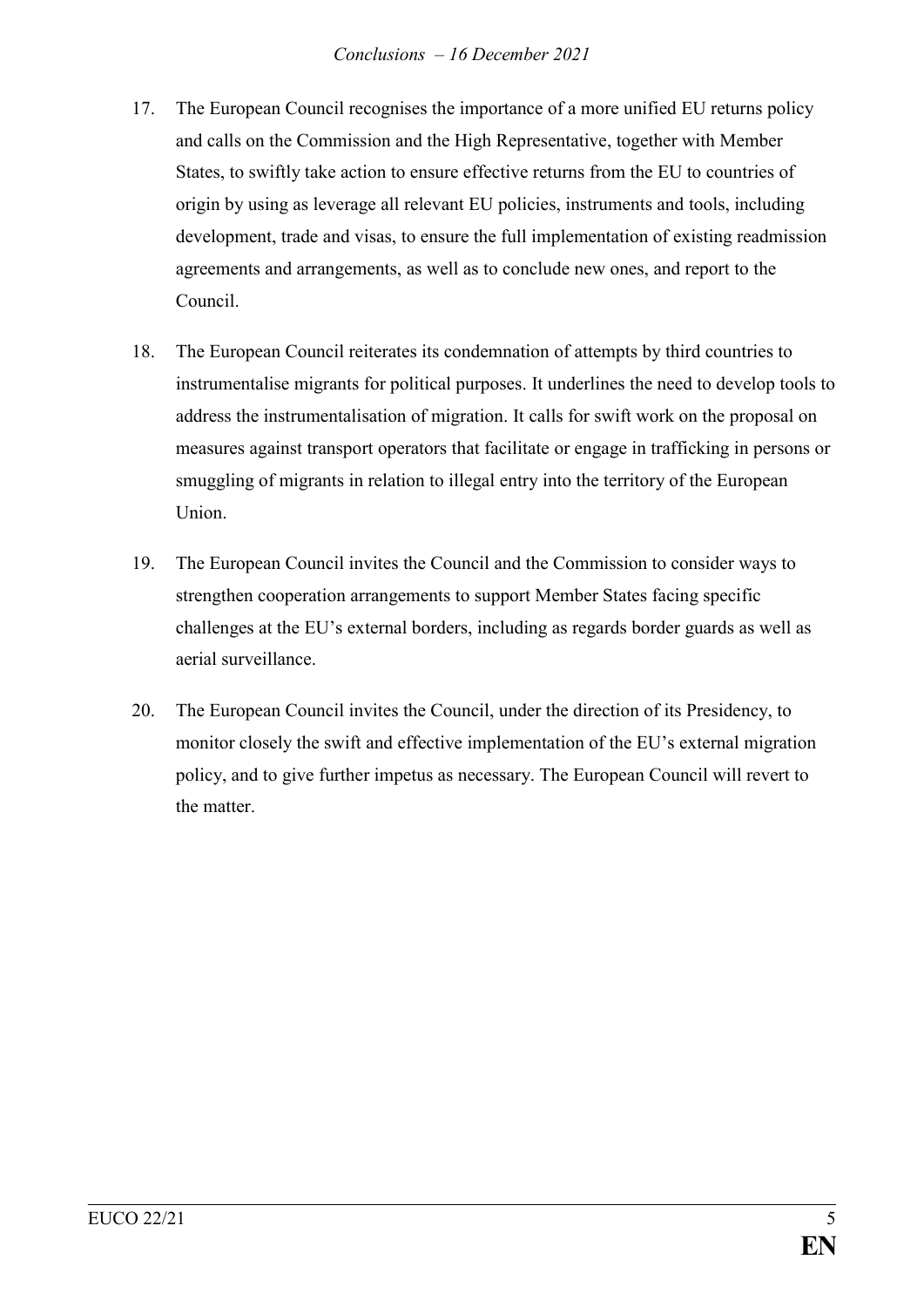17. The European Council recognises the importance of a more unified EU returns policy and calls on the Commission and the High Representative, together with Member States, to swiftly take action to ensure effective returns from the EU to countries of origin by using as leverage all relevant EU policies, instruments and tools, including development, trade and visas, to ensure the full implementation of existing readmission agreements and arrangements, as well as to conclude new ones, and report to the Council.

18. The European Council reiterates its condemnation of attempts by third countries to instrumentalise migrants for political purposes. It underlines the need to develop tools to address the instrumentalisation of migration. It calls for swift work on the proposal on measures against transport operators that facilitate or engage in trafficking in persons or smuggling of migrants in relation to illegal entry into the territory of the European Union.

19. The European Council invites the Council and the Commission to consider ways to strengthen cooperation arrangements to support Member States facing specific challenges at the EU's external borders, including as regards border guards as well as aerial surveillance.

20. The European Council invites the Council, under the direction of its Presidency, to monitor closely the swift and effective implementation of the EU's external migration policy, and to give further impetus as necessary. The European Council will revert to the matter.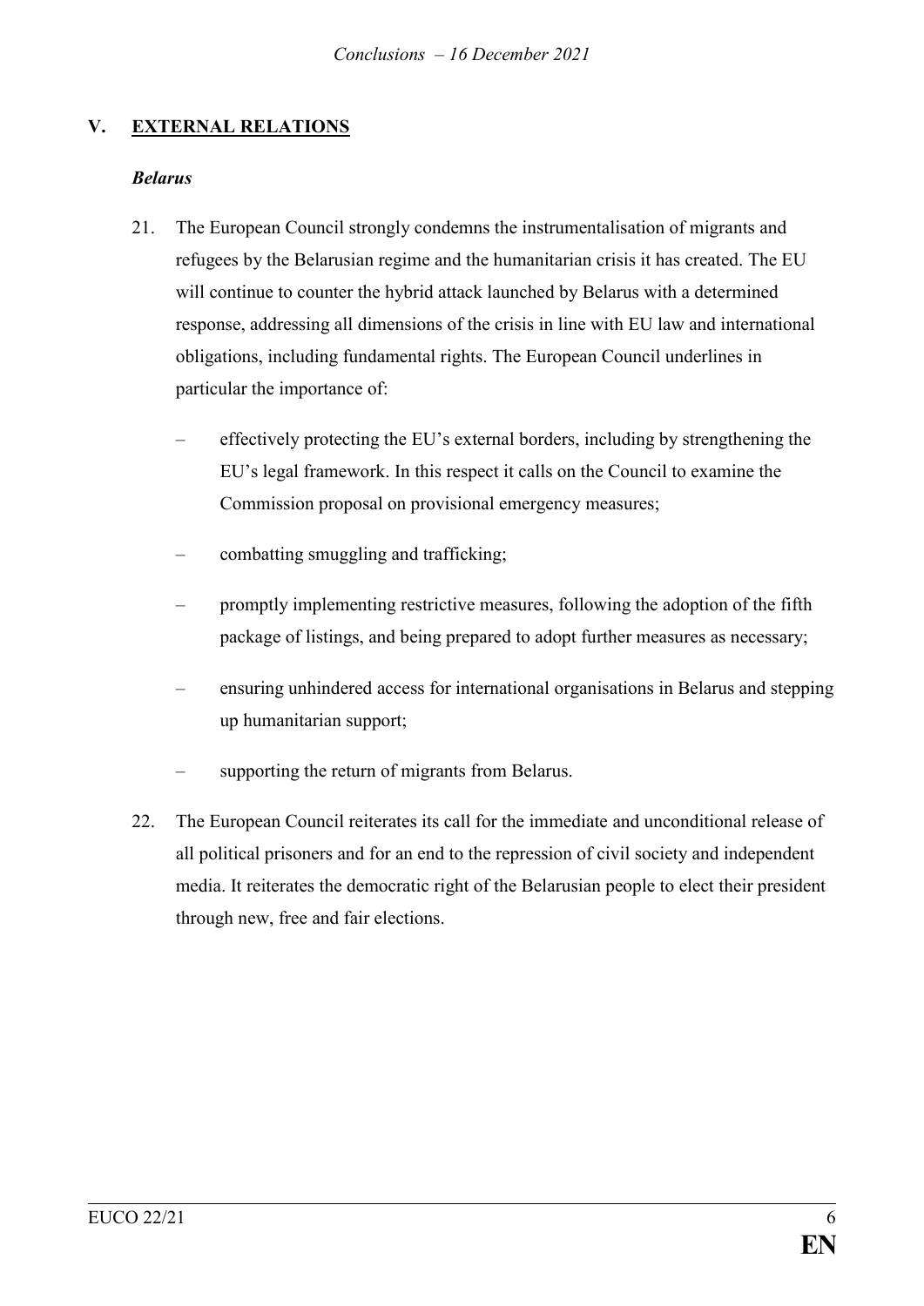## V. EXTERNAL RELATIONS

### *Belarus*

21. The European Council strongly condemns the instrumentalisation of migrants and refugees by the Belarusian regime and the humanitarian crisis it has created. The EU will continue to counter the hybrid attack launched by Belarus with a determined response, addressing all dimensions of the crisis in line with EU law and international obligations, including fundamental rights. The European Council underlines in particular the importance of:

    – effectively protecting the EU's external borders, including by strengthening the EU's legal framework. In this respect it calls on the Council to examine the Commission proposal on provisional emergency measures;

    – combatting smuggling and trafficking;

    – promptly implementing restrictive measures, following the adoption of the fifth package of listings, and being prepared to adopt further measures as necessary;

    – ensuring unhindered access for international organisations in Belarus and stepping up humanitarian support;

    – supporting the return of migrants from Belarus.

22. The European Council reiterates its call for the immediate and unconditional release of all political prisoners and for an end to the repression of civil society and independent media. It reiterates the democratic right of the Belarusian people to elect their president through new, free and fair elections.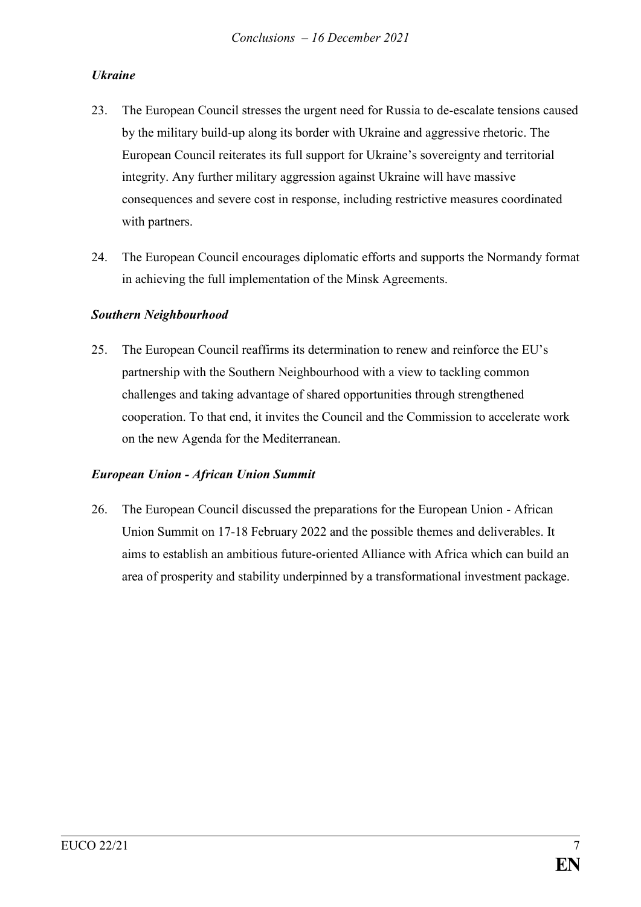### *Ukraine*

23. The European Council stresses the urgent need for Russia to de-escalate tensions caused by the military build-up along its border with Ukraine and aggressive rhetoric. The European Council reiterates its full support for Ukraine's sovereignty and territorial integrity. Any further military aggression against Ukraine will have massive consequences and severe cost in response, including restrictive measures coordinated with partners.

24. The European Council encourages diplomatic efforts and supports the Normandy format in achieving the full implementation of the Minsk Agreements.

### *Southern Neighbourhood*

25. The European Council reaffirms its determination to renew and reinforce the EU's partnership with the Southern Neighbourhood with a view to tackling common challenges and taking advantage of shared opportunities through strengthened cooperation. To that end, it invites the Council and the Commission to accelerate work on the new Agenda for the Mediterranean.

### *European Union - African Union Summit*

26. The European Council discussed the preparations for the European Union - African Union Summit on 17-18 February 2022 and the possible themes and deliverables. It aims to establish an ambitious future-oriented Alliance with Africa which can build an area of prosperity and stability underpinned by a transformational investment package.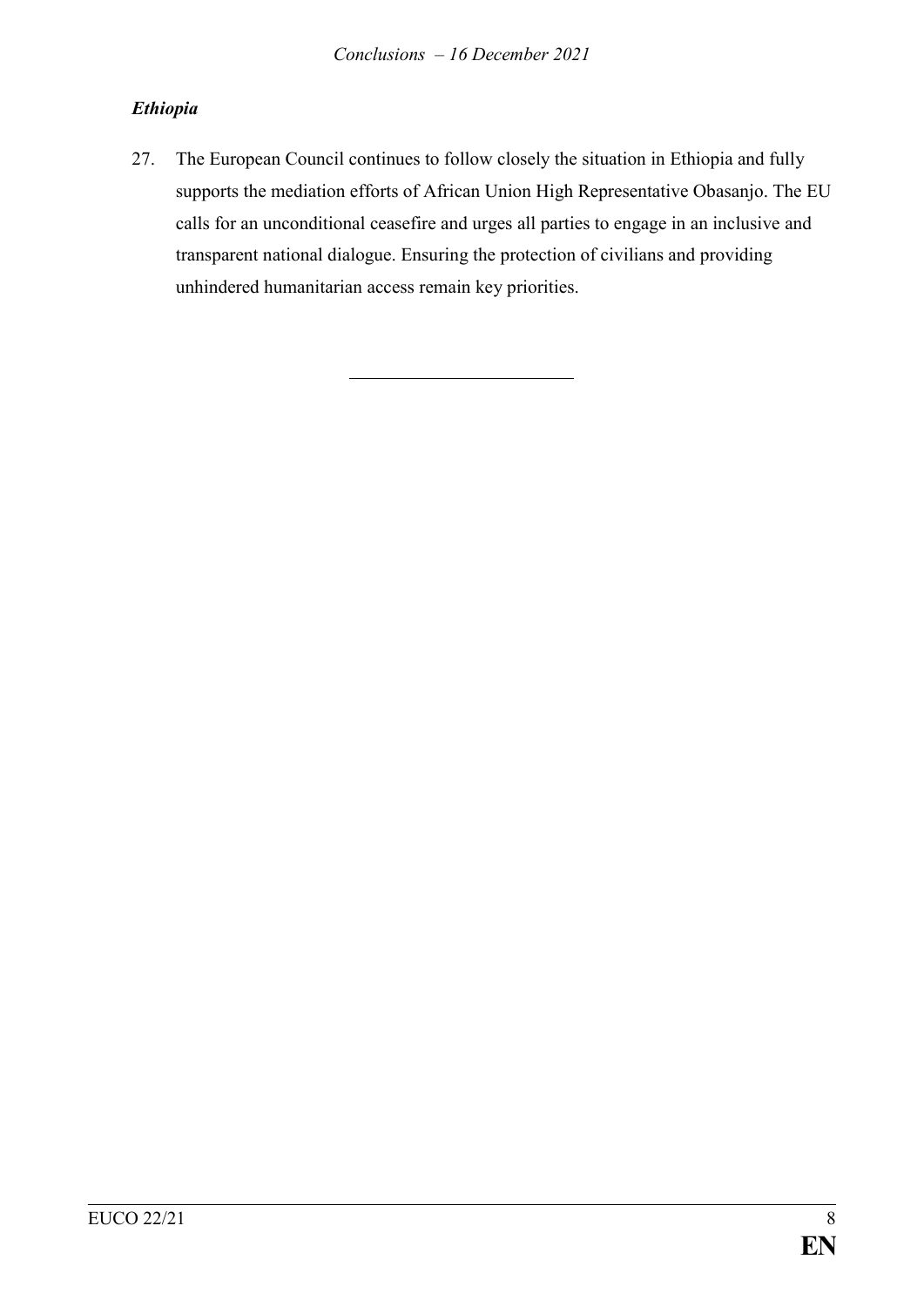***Ethiopia***

27. The European Council continues to follow closely the situation in Ethiopia and fully supports the mediation efforts of African Union High Representative Obasanjo. The EU calls for an unconditional ceasefire and urges all parties to engage in an inclusive and transparent national dialogue. Ensuring the protection of civilians and providing unhindered humanitarian access remain key priorities.